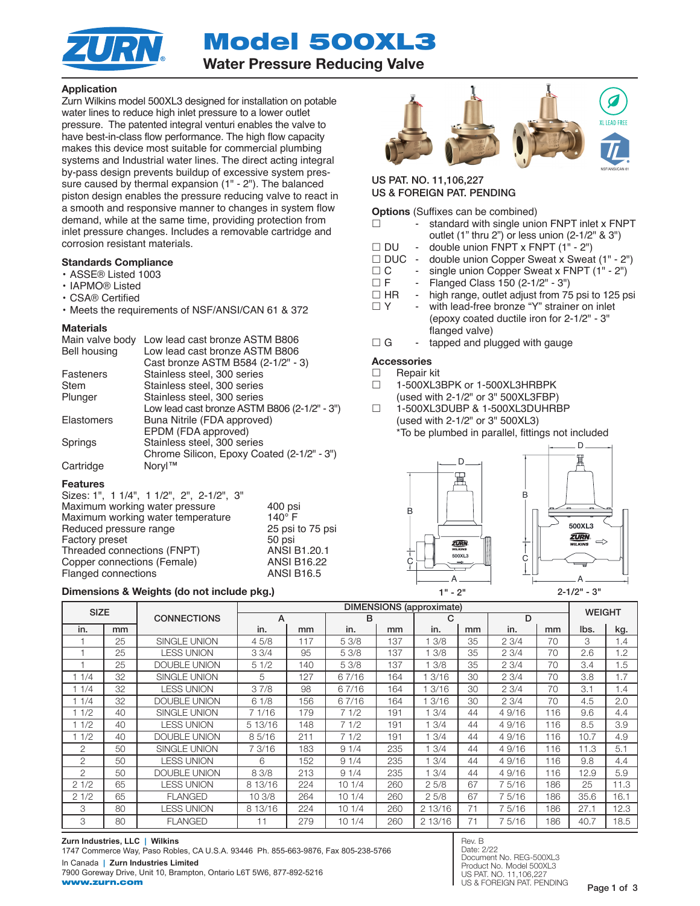# Model 500XL3

## Water Pressure Reducing Valve

### Application

Zurn Wilkins model 500XL3 designed for installation on potable water lines to reduce high inlet pressure to a lower outlet pressure. The patented integral venturi enables the valve to have best-in-class flow performance. The high flow capacity makes this device most suitable for commercial plumbing systems and Industrial water lines. The direct acting integral by-pass design prevents buildup of excessive system pressure caused by thermal expansion (1" - 2"). The balanced piston design enables the pressure reducing valve to react in a smooth and responsive manner to changes in system flow demand, while at the same time, providing protection from inlet pressure changes. Includes a removable cartridge and corrosion resistant materials.

### Standards Compliance

- ASSE® Listed 1003
- IAPMO® Listed
- CSA® Certified
- Meets the requirements of NSF/ANSI/CAN 61 & 372

### Materials

| | |
|---|---|
| Main valve body | Low lead cast bronze ASTM B806 |
| Bell housing | Low lead cast bronze ASTM B806 |
| | Cast bronze ASTM B584 (2-1/2" - 3) |
| Fasteners | Stainless steel, 300 series |
| Stem | Stainless steel, 300 series |
| Plunger | Stainless steel, 300 series |
| | Low lead cast bronze ASTM B806 (2-1/2" - 3") |
| Elastomers | Buna Nitrile (FDA approved) |
| | EPDM (FDA approved) |
| Springs | Stainless steel, 300 series |
| | Chrome Silicon, Epoxy Coated (2-1/2" - 3") |
| Cartridge | Noryl™ |

### Features

Sizes: 1", 1 1/4", 1 1/2", 2", 2-1/2", 3"

| | |
|---|---|
| Maximum working water pressure | 400 psi |
| Maximum working water temperature | 140° F |
| Reduced pressure range | 25 psi to 75 psi |
| Factory preset | 50 psi |
| Threaded connections (FNPT) | ANSI B1.20.1 |
| Copper connections (Female) | ANSI B16.22 |
| Flanged connections | ANSI B16.5 |

US PAT. NO. 11,106,227
US & FOREIGN PAT. PENDING

XL LEAD FREE
NSF/ANSI/CAN 61

**Options** (Suffixes can be combined)

- ☐ - standard with single union FNPT inlet x FNPT outlet (1" thru 2") or less union (2-1/2" & 3")
- ☐ DU - double union FNPT x FNPT (1" - 2")
- ☐ DUC - double union Copper Sweat x Sweat (1" - 2")
- ☐ C - single union Copper Sweat x FNPT (1" - 2")
- ☐ F - Flanged Class 150 (2-1/2" - 3")
- ☐ HR - high range, outlet adjust from 75 psi to 125 psi
- ☐ Y - with lead-free bronze "Y" strainer on inlet (epoxy coated ductile iron for 2-1/2" - 3" flanged valve)
- ☐ G - tapped and plugged with gauge

**Accessories**

- ☐ Repair kit
- ☐ 1-500XL3BPK or 1-500XL3HRBPK (used with 2-1/2" or 3" 500XL3FBP)
- ☐ 1-500XL3DUBP & 1-500XL3DUHRBP (used with 2-1/2" or 3" 500XL3)
  *To be plumbed in parallel, fittings not included

1" - 2"    2-1/2" - 3"

### Dimensions & Weights (do not include pkg.)

| SIZE | | CONNECTIONS | DIMENSIONS (approximate) | | | | | | | | WEIGHT | |
|---|---|---|---|---|---|---|---|---|---|---|---|---|
| | | | A | | B | | C | | D | | | |
| in. | mm | | in. | mm | in. | mm | in. | mm | in. | mm | lbs. | kg. |
| 1 | 25 | SINGLE UNION | 4 5/8 | 117 | 5 3/8 | 137 | 1 3/8 | 35 | 2 3/4 | 70 | 3 | 1.4 |
| 1 | 25 | LESS UNION | 3 3/4 | 95 | 5 3/8 | 137 | 1 3/8 | 35 | 2 3/4 | 70 | 2.6 | 1.2 |
| 1 | 25 | DOUBLE UNION | 5 1/2 | 140 | 5 3/8 | 137 | 1 3/8 | 35 | 2 3/4 | 70 | 3.4 | 1.5 |
| 1 1/4 | 32 | SINGLE UNION | 5 | 127 | 6 7/16 | 164 | 1 3/16 | 30 | 2 3/4 | 70 | 3.8 | 1.7 |
| 1 1/4 | 32 | LESS UNION | 3 7/8 | 98 | 6 7/16 | 164 | 1 3/16 | 30 | 2 3/4 | 70 | 3.1 | 1.4 |
| 1 1/4 | 32 | DOUBLE UNION | 6 1/8 | 156 | 6 7/16 | 164 | 1 3/16 | 30 | 2 3/4 | 70 | 4.5 | 2.0 |
| 1 1/2 | 40 | SINGLE UNION | 7 1/16 | 179 | 7 1/2 | 191 | 1 3/4 | 44 | 4 9/16 | 116 | 9.6 | 4.4 |
| 1 1/2 | 40 | LESS UNION | 5 13/16 | 148 | 7 1/2 | 191 | 1 3/4 | 44 | 4 9/16 | 116 | 8.5 | 3.9 |
| 1 1/2 | 40 | DOUBLE UNION | 8 5/16 | 211 | 7 1/2 | 191 | 1 3/4 | 44 | 4 9/16 | 116 | 10.7 | 4.9 |
| 2 | 50 | SINGLE UNION | 7 3/16 | 183 | 9 1/4 | 235 | 1 3/4 | 44 | 4 9/16 | 116 | 11.3 | 5.1 |
| 2 | 50 | LESS UNION | 6 | 152 | 9 1/4 | 235 | 1 3/4 | 44 | 4 9/16 | 116 | 9.8 | 4.4 |
| 2 | 50 | DOUBLE UNION | 8 3/8 | 213 | 9 1/4 | 235 | 1 3/4 | 44 | 4 9/16 | 116 | 12.9 | 5.9 |
| 2 1/2 | 65 | LESS UNION | 8 13/16 | 224 | 10 1/4 | 260 | 2 5/8 | 67 | 7 5/16 | 186 | 25 | 11.3 |
| 2 1/2 | 65 | FLANGED | 10 3/8 | 264 | 10 1/4 | 260 | 2 5/8 | 67 | 7 5/16 | 186 | 35.6 | 16.1 |
| 3 | 80 | LESS UNION | 8 13/16 | 224 | 10 1/4 | 260 | 2 13/16 | 71 | 7 5/16 | 186 | 27.1 | 12.3 |
| 3 | 80 | FLANGED | 11 | 279 | 10 1/4 | 260 | 2 13/16 | 71 | 7 5/16 | 186 | 40.7 | 18.5 |

**Zurn Industries, LLC | Wilkins**
1747 Commerce Way, Paso Robles, CA U.S.A. 93446 Ph. 855-663-9876, Fax 805-238-5766
In Canada | **Zurn Industries Limited**
7900 Goreway Drive, Unit 10, Brampton, Ontario L6T 5W6, 877-892-5216
**www.zurn.com**

Rev. B
Date: 2/22
Document No. REG-500XL3
Product No. Model 500XL3
US PAT. NO. 11,106,227
US & FOREIGN PAT. PENDING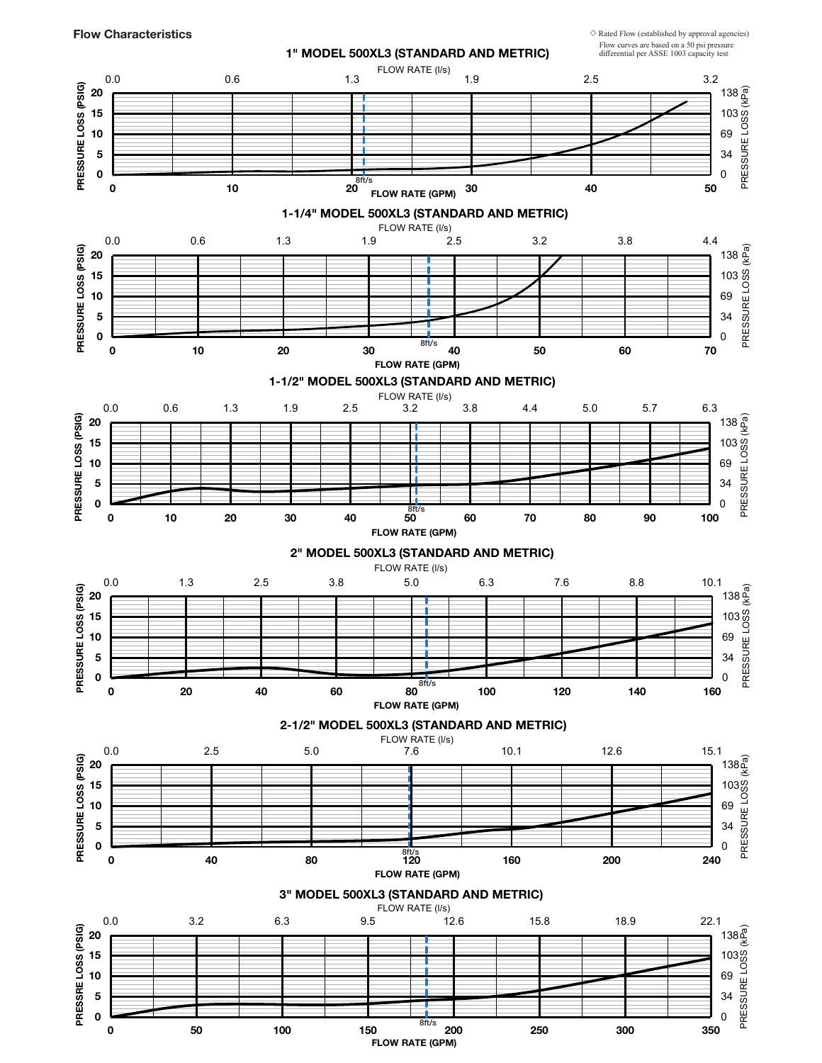## Flow Characteristics

◇ Rated Flow (established by approval agencies)
Flow curves are based on a 50 psi pressure differential per ASSE 1003 capacity test

### 1" MODEL 500XL3 (STANDARD AND METRIC)

### 1-1/4" MODEL 500XL3 (STANDARD AND METRIC)

### 1-1/2" MODEL 500XL3 (STANDARD AND METRIC)

### 2" MODEL 500XL3 (STANDARD AND METRIC)

### 2-1/2" MODEL 500XL3 (STANDARD AND METRIC)

### 3" MODEL 500XL3 (STANDARD AND METRIC)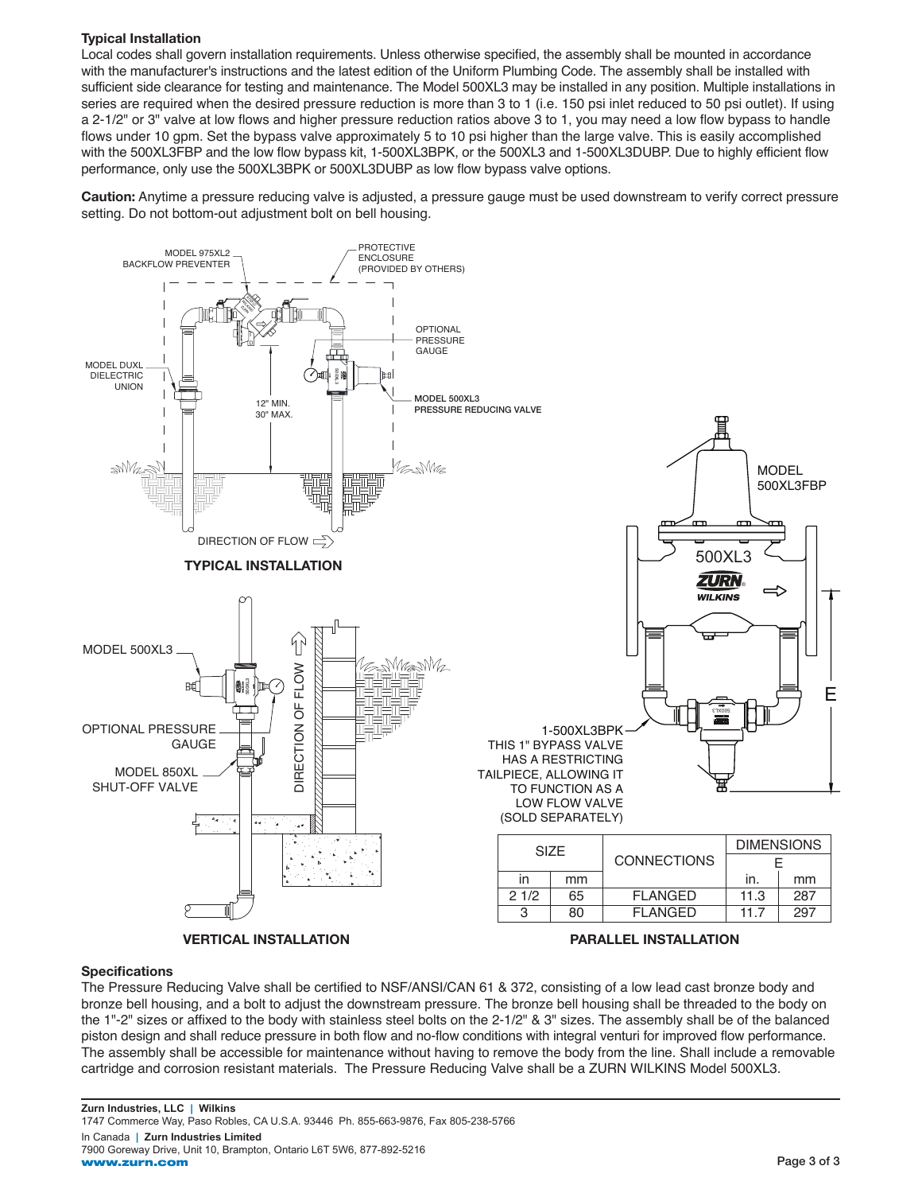**Typical Installation**

Local codes shall govern installation requirements. Unless otherwise specified, the assembly shall be mounted in accordance with the manufacturer's instructions and the latest edition of the Uniform Plumbing Code. The assembly shall be installed with sufficient side clearance for testing and maintenance. The Model 500XL3 may be installed in any position. Multiple installations in series are required when the desired pressure reduction is more than 3 to 1 (i.e. 150 psi inlet reduced to 50 psi outlet). If using a 2-1/2" or 3" valve at low flows and higher pressure reduction ratios above 3 to 1, you may need a low flow bypass to handle flows under 10 gpm. Set the bypass valve approximately 5 to 10 psi higher than the large valve. This is easily accomplished with the 500XL3FBP and the low flow bypass kit, 1-500XL3BPK, or the 500XL3 and 1-500XL3DUBP. Due to highly efficient flow performance, only use the 500XL3BPK or 500XL3DUBP as low flow bypass valve options.

**Caution:** Anytime a pressure reducing valve is adjusted, a pressure gauge must be used downstream to verify correct pressure setting. Do not bottom-out adjustment bolt on bell housing.

MODEL 975XL2
BACKFLOW PREVENTER

PROTECTIVE
ENCLOSURE
(PROVIDED BY OTHERS)

OPTIONAL
PRESSURE
GAUGE

MODEL DUXL
DIELECTRIC
UNION

12" MIN.
30" MAX.

MODEL 500XL3
PRESSURE REDUCING VALVE

DIRECTION OF FLOW

**TYPICAL INSTALLATION**

MODEL 500XL3

OPTIONAL PRESSURE
GAUGE

MODEL 850XL
SHUT-OFF VALVE

DIRECTION OF FLOW

**VERTICAL INSTALLATION**

MODEL
500XL3FBP

500XL3

ZURN WILKINS

E

1-500XL3BPK
THIS 1" BYPASS VALVE
HAS A RESTRICTING
TAILPIECE, ALLOWING IT
TO FUNCTION AS A
LOW FLOW VALVE
(SOLD SEPARATELY)

| SIZE | | CONNECTIONS | DIMENSIONS E | |
|---|---|---|---|---|
| in | mm | | in. | mm |
| 2 1/2 | 65 | FLANGED | 11.3 | 287 |
| 3 | 80 | FLANGED | 11.7 | 297 |

**PARALLEL INSTALLATION**

**Specifications**

The Pressure Reducing Valve shall be certified to NSF/ANSI/CAN 61 & 372, consisting of a low lead cast bronze body and bronze bell housing, and a bolt to adjust the downstream pressure. The bronze bell housing shall be threaded to the body on the 1"-2" sizes or affixed to the body with stainless steel bolts on the 2-1/2" & 3" sizes. The assembly shall be of the balanced piston design and shall reduce pressure in both flow and no-flow conditions with integral venturi for improved flow performance. The assembly shall be accessible for maintenance without having to remove the body from the line. Shall include a removable cartridge and corrosion resistant materials. The Pressure Reducing Valve shall be a ZURN WILKINS Model 500XL3.

**Zurn Industries, LLC | Wilkins**
1747 Commerce Way, Paso Robles, CA U.S.A. 93446 Ph. 855-663-9876, Fax 805-238-5766

In Canada | **Zurn Industries Limited**
7900 Goreway Drive, Unit 10, Brampton, Ontario L6T 5W6, 877-892-5216
**www.zurn.com**